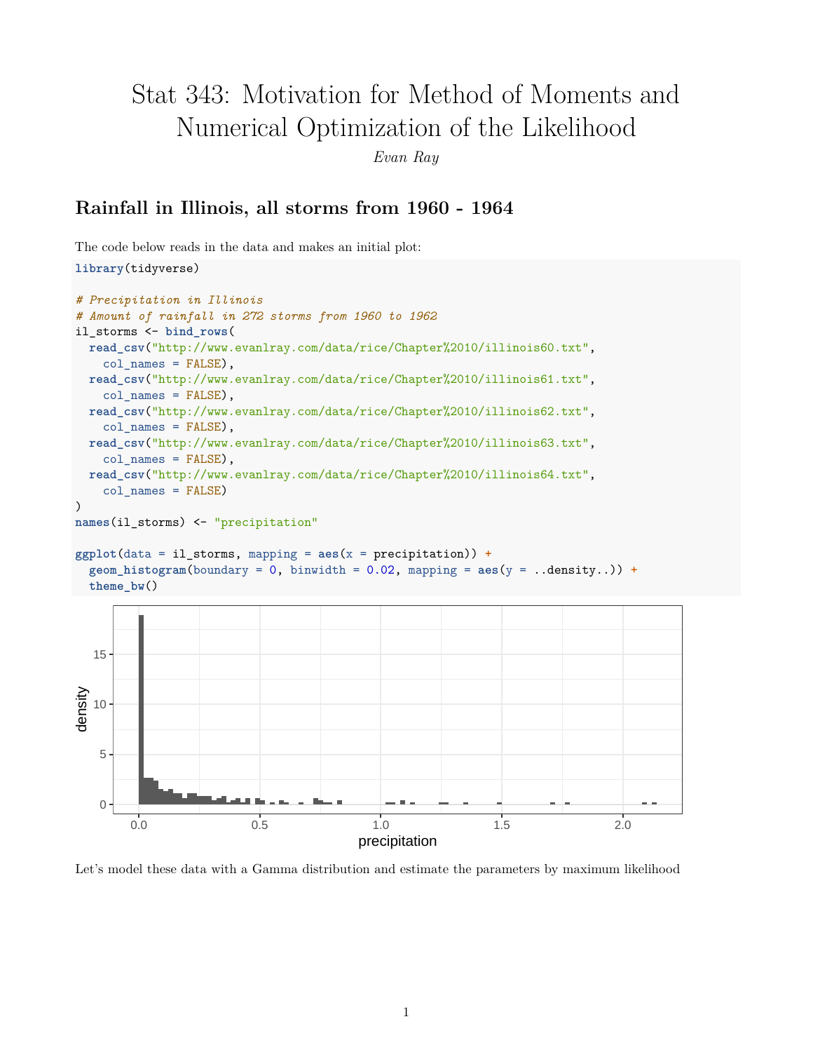# Stat 343: Motivation for Method of Moments and Numerical Optimization of the Likelihood

*Evan Ray*

## Rainfall in Illinois, all storms from 1960 - 1964

The code below reads in the data and makes an initial plot:

```
library(tidyverse)

# Precipitation in Illinois
# Amount of rainfall in 272 storms from 1960 to 1962
il_storms <- bind_rows(
  read_csv("http://www.evanlray.com/data/rice/Chapter%2010/illinois60.txt",
    col_names = FALSE),
  read_csv("http://www.evanlray.com/data/rice/Chapter%2010/illinois61.txt",
    col_names = FALSE),
  read_csv("http://www.evanlray.com/data/rice/Chapter%2010/illinois62.txt",
    col_names = FALSE),
  read_csv("http://www.evanlray.com/data/rice/Chapter%2010/illinois63.txt",
    col_names = FALSE),
  read_csv("http://www.evanlray.com/data/rice/Chapter%2010/illinois64.txt",
    col_names = FALSE)
)
names(il_storms) <- "precipitation"

ggplot(data = il_storms, mapping = aes(x = precipitation)) +
  geom_histogram(boundary = 0, binwidth = 0.02, mapping = aes(y = ..density..)) +
  theme_bw()
```

Let's model these data with a Gamma distribution and estimate the parameters by maximum likelihood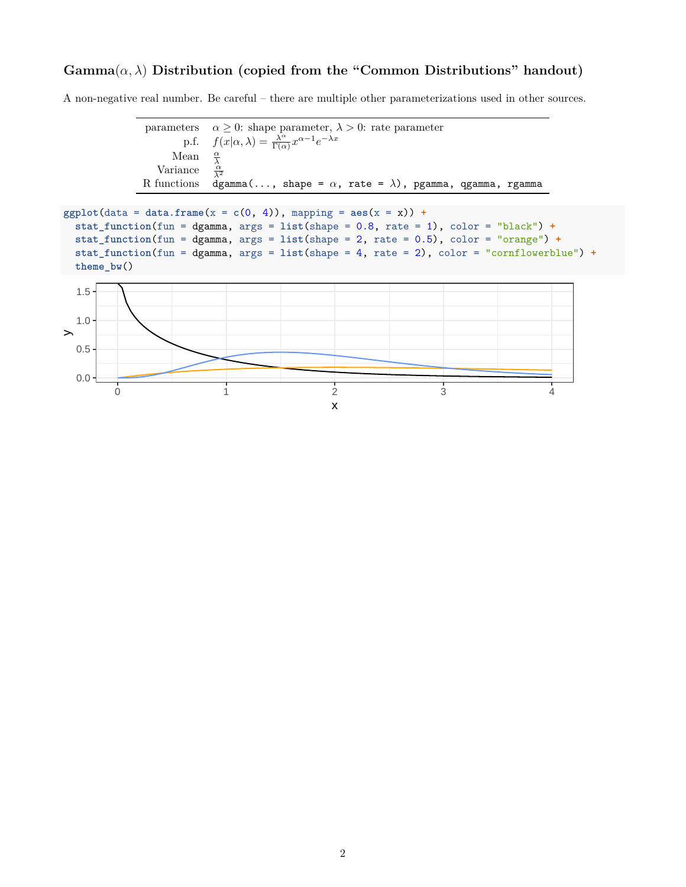### Gamma($\alpha, \lambda$) Distribution (copied from the "Common Distributions" handout)

A non-negative real number. Be careful – there are multiple other parameterizations used in other sources.

| | |
|---|---|
| parameters | $\alpha \geq 0$: shape parameter, $\lambda > 0$: rate parameter |
| p.f. | $f(x\|\alpha, \lambda) = \frac{\lambda^\alpha}{\Gamma(\alpha)} x^{\alpha - 1} e^{-\lambda x}$ |
| Mean | $\frac{\alpha}{\lambda}$ |
| Variance | $\frac{\alpha}{\lambda^2}$ |
| R functions | `dgamma(..., shape =` $\alpha$`, rate =` $\lambda$`), pgamma, qgamma, rgamma` |

```
ggplot(data = data.frame(x = c(0, 4)), mapping = aes(x = x)) +
  stat_function(fun = dgamma, args = list(shape = 0.8, rate = 1), color = "black") +
  stat_function(fun = dgamma, args = list(shape = 2, rate = 0.5), color = "orange") +
  stat_function(fun = dgamma, args = list(shape = 4, rate = 2), color = "cornflowerblue") +
  theme_bw()
```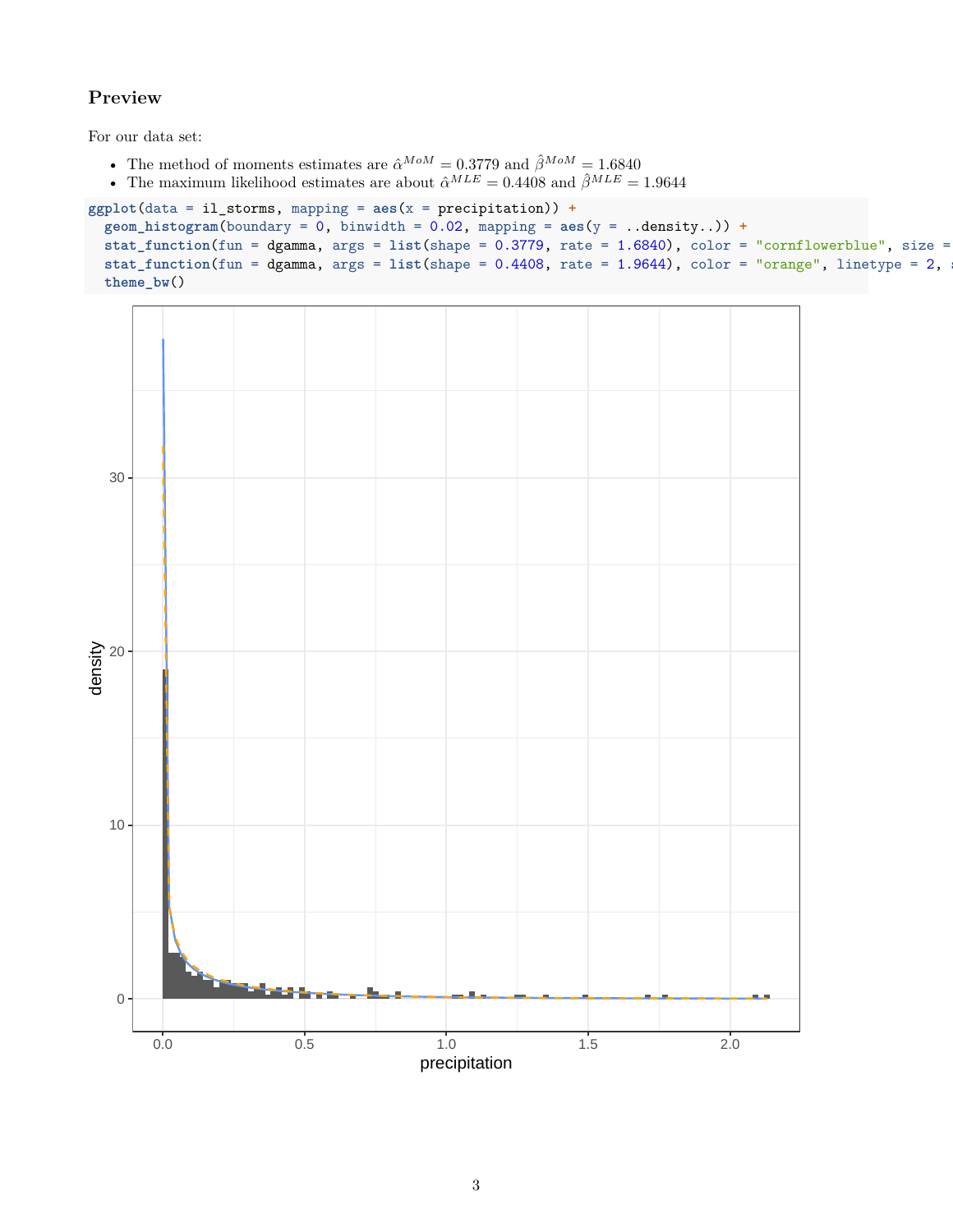### Preview

For our data set:

- The method of moments estimates are $\hat{\alpha}^{MoM} = 0.3779$ and $\hat{\beta}^{MoM} = 1.6840$
- The maximum likelihood estimates are about $\hat{\alpha}^{MLE} = 0.4408$ and $\hat{\beta}^{MLE} = 1.9644$

```
ggplot(data = il_storms, mapping = aes(x = precipitation)) +
  geom_histogram(boundary = 0, binwidth = 0.02, mapping = aes(y = ..density..)) +
  stat_function(fun = dgamma, args = list(shape = 0.3779, rate = 1.6840), color = "cornflowerblue", size =
  stat_function(fun = dgamma, args = list(shape = 0.4408, rate = 1.9644), color = "orange", linetype = 2, s
  theme_bw()
```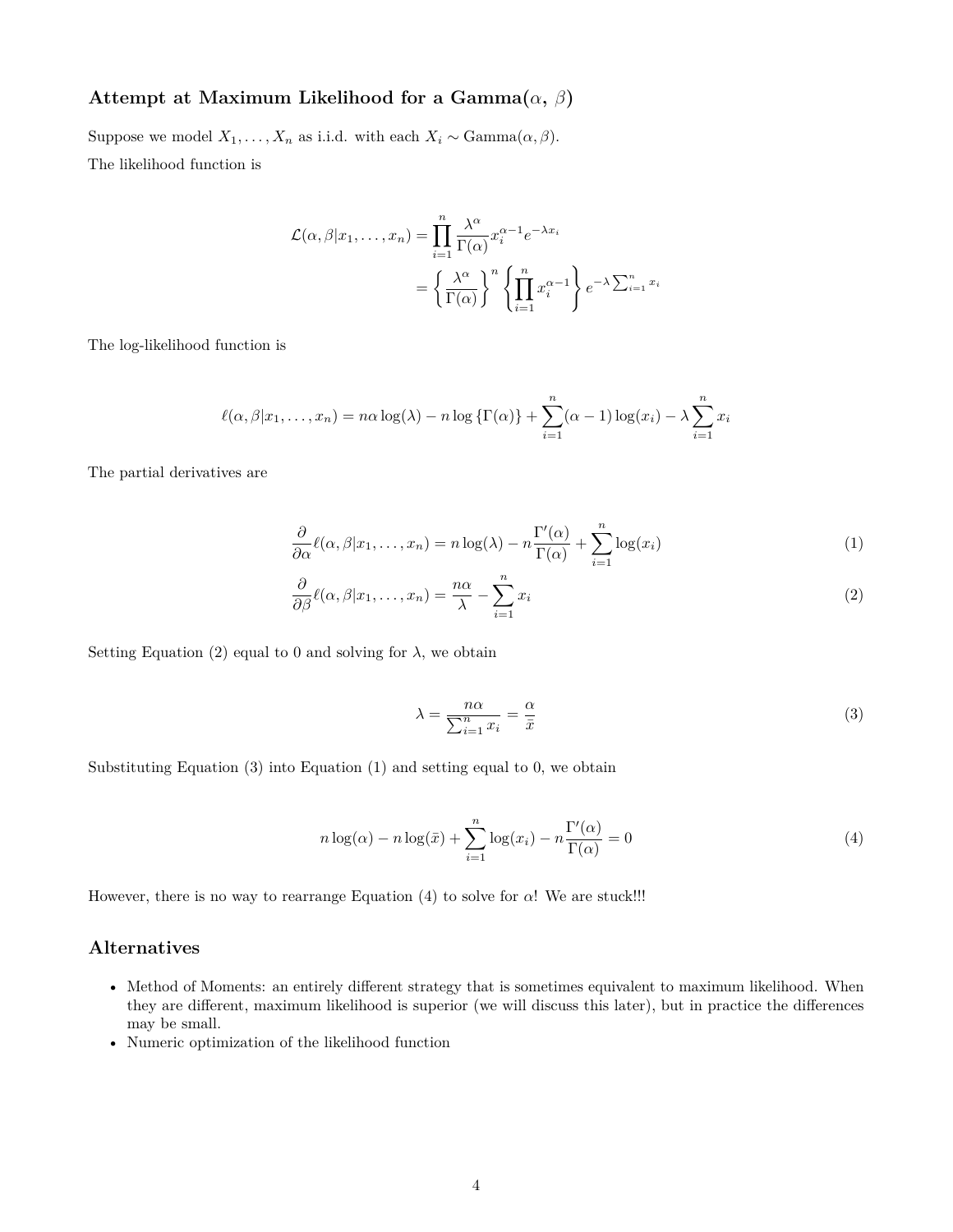### Attempt at Maximum Likelihood for a Gamma($\alpha$, $\beta$)

Suppose we model $X_1, \ldots, X_n$ as i.i.d. with each $X_i \sim \text{Gamma}(\alpha, \beta)$.

The likelihood function is

$$
\begin{aligned}
\mathcal{L}(\alpha, \beta | x_1, \ldots, x_n) &= \prod_{i=1}^{n} \frac{\lambda^\alpha}{\Gamma(\alpha)} x_i^{\alpha - 1} e^{-\lambda x_i} \\
&= \left\{ \frac{\lambda^\alpha}{\Gamma(\alpha)} \right\}^n \left\{ \prod_{i=1}^{n} x_i^{\alpha - 1} \right\} e^{-\lambda \sum_{i=1}^{n} x_i}
\end{aligned}
$$

The log-likelihood function is

$$
\ell(\alpha, \beta | x_1, \ldots, x_n) = n\alpha \log(\lambda) - n \log\{\Gamma(\alpha)\} + \sum_{i=1}^{n} (\alpha - 1) \log(x_i) - \lambda \sum_{i=1}^{n} x_i
$$

The partial derivatives are

$$
\frac{\partial}{\partial \alpha} \ell(\alpha, \beta | x_1, \ldots, x_n) = n \log(\lambda) - n \frac{\Gamma'(\alpha)}{\Gamma(\alpha)} + \sum_{i=1}^{n} \log(x_i) \tag{1}
$$

$$
\frac{\partial}{\partial \beta} \ell(\alpha, \beta | x_1, \ldots, x_n) = \frac{n\alpha}{\lambda} - \sum_{i=1}^{n} x_i \tag{2}
$$

Setting Equation (2) equal to 0 and solving for $\lambda$, we obtain

$$
\lambda = \frac{n\alpha}{\sum_{i=1}^{n} x_i} = \frac{\alpha}{\bar{x}} \tag{3}
$$

Substituting Equation (3) into Equation (1) and setting equal to 0, we obtain

$$
n \log(\alpha) - n \log(\bar{x}) + \sum_{i=1}^{n} \log(x_i) - n \frac{\Gamma'(\alpha)}{\Gamma(\alpha)} = 0 \tag{4}
$$

However, there is no way to rearrange Equation (4) to solve for $\alpha$! We are stuck!!!

## Alternatives

- Method of Moments: an entirely different strategy that is sometimes equivalent to maximum likelihood. When they are different, maximum likelihood is superior (we will discuss this later), but in practice the differences may be small.
- Numeric optimization of the likelihood function